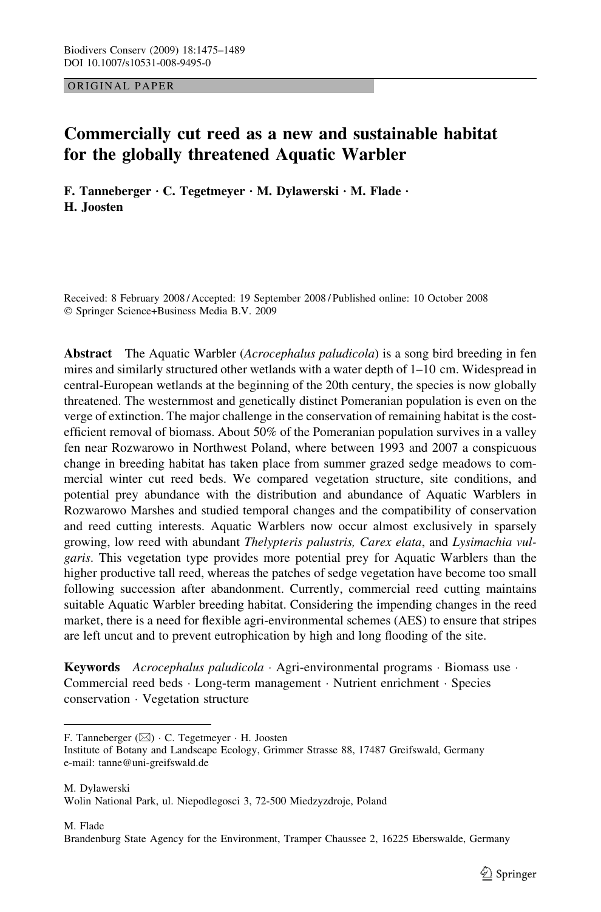ORIGINAL PAPER

# Commercially cut reed as a new and sustainable habitat for the globally threatened Aquatic Warbler

**F. Tanneberger · C. Tegetmeyer · M. Dylawerski · M. Flade · H. Joosten**

Received: 8 February 2008 / Accepted: 19 September 2008 / Published online: 10 October 2008
© Springer Science+Business Media B.V. 2009

**Abstract** The Aquatic Warbler (*Acrocephalus paludicola*) is a song bird breeding in fen mires and similarly structured other wetlands with a water depth of 1–10 cm. Widespread in central-European wetlands at the beginning of the 20th century, the species is now globally threatened. The westernmost and genetically distinct Pomeranian population is even on the verge of extinction. The major challenge in the conservation of remaining habitat is the cost-efficient removal of biomass. About 50% of the Pomeranian population survives in a valley fen near Rozwarowo in Northwest Poland, where between 1993 and 2007 a conspicuous change in breeding habitat has taken place from summer grazed sedge meadows to commercial winter cut reed beds. We compared vegetation structure, site conditions, and potential prey abundance with the distribution and abundance of Aquatic Warblers in Rozwarowo Marshes and studied temporal changes and the compatibility of conservation and reed cutting interests. Aquatic Warblers now occur almost exclusively in sparsely growing, low reed with abundant *Thelypteris palustris, Carex elata*, and *Lysimachia vulgaris*. This vegetation type provides more potential prey for Aquatic Warblers than the higher productive tall reed, whereas the patches of sedge vegetation have become too small following succession after abandonment. Currently, commercial reed cutting maintains suitable Aquatic Warbler breeding habitat. Considering the impending changes in the reed market, there is a need for flexible agri-environmental schemes (AES) to ensure that stripes are left uncut and to prevent eutrophication by high and long flooding of the site.

**Keywords** *Acrocephalus paludicola* · Agri-environmental programs · Biomass use · Commercial reed beds · Long-term management · Nutrient enrichment · Species conservation · Vegetation structure

---

F. Tanneberger (✉) · C. Tegetmeyer · H. Joosten
Institute of Botany and Landscape Ecology, Grimmer Strasse 88, 17487 Greifswald, Germany
e-mail: tanne@uni-greifswald.de

M. Dylawerski
Wolin National Park, ul. Niepodlegosci 3, 72-500 Miedzyzdroje, Poland

M. Flade
Brandenburg State Agency for the Environment, Tramper Chaussee 2, 16225 Eberswalde, Germany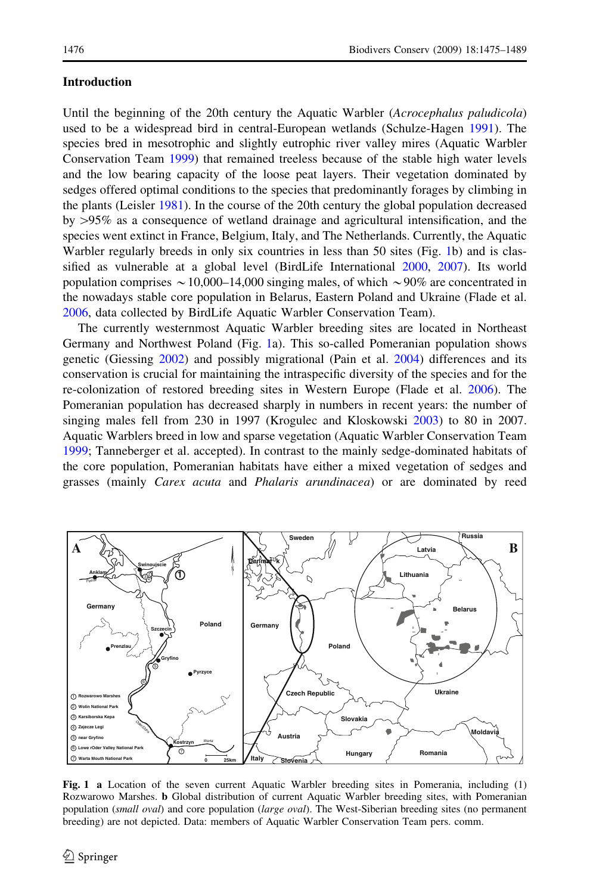## Introduction

Until the beginning of the 20th century the Aquatic Warbler (*Acrocephalus paludicola*) used to be a widespread bird in central-European wetlands (Schulze-Hagen 1991). The species bred in mesotrophic and slightly eutrophic river valley mires (Aquatic Warbler Conservation Team 1999) that remained treeless because of the stable high water levels and the low bearing capacity of the loose peat layers. Their vegetation dominated by sedges offered optimal conditions to the species that predominantly forages by climbing in the plants (Leisler 1981). In the course of the 20th century the global population decreased by >95% as a consequence of wetland drainage and agricultural intensification, and the species went extinct in France, Belgium, Italy, and The Netherlands. Currently, the Aquatic Warbler regularly breeds in only six countries in less than 50 sites (Fig. 1b) and is classified as vulnerable at a global level (BirdLife International 2000, 2007). Its world population comprises ~10,000–14,000 singing males, of which ~90% are concentrated in the nowadays stable core population in Belarus, Eastern Poland and Ukraine (Flade et al. 2006, data collected by BirdLife Aquatic Warbler Conservation Team).

The currently westernmost Aquatic Warbler breeding sites are located in Northeast Germany and Northwest Poland (Fig. 1a). This so-called Pomeranian population shows genetic (Giessing 2002) and possibly migrational (Pain et al. 2004) differences and its conservation is crucial for maintaining the intraspecific diversity of the species and for the re-colonization of restored breeding sites in Western Europe (Flade et al. 2006). The Pomeranian population has decreased sharply in numbers in recent years: the number of singing males fell from 230 in 1997 (Krogulec and Kloskowski 2003) to 80 in 2007. Aquatic Warblers breed in low and sparse vegetation (Aquatic Warbler Conservation Team 1999; Tanneberger et al. accepted). In contrast to the mainly sedge-dominated habitats of the core population, Pomeranian habitats have either a mixed vegetation of sedges and grasses (mainly *Carex acuta* and *Phalaris arundinacea*) or are dominated by reed

**Fig. 1** **a** Location of the seven current Aquatic Warbler breeding sites in Pomerania, including (1) Rozwarowo Marshes. **b** Global distribution of current Aquatic Warbler breeding sites, with Pomeranian population (*small oval*) and core population (*large oval*). The West-Siberian breeding sites (no permanent breeding) are not depicted. Data: members of Aquatic Warbler Conservation Team pers. comm.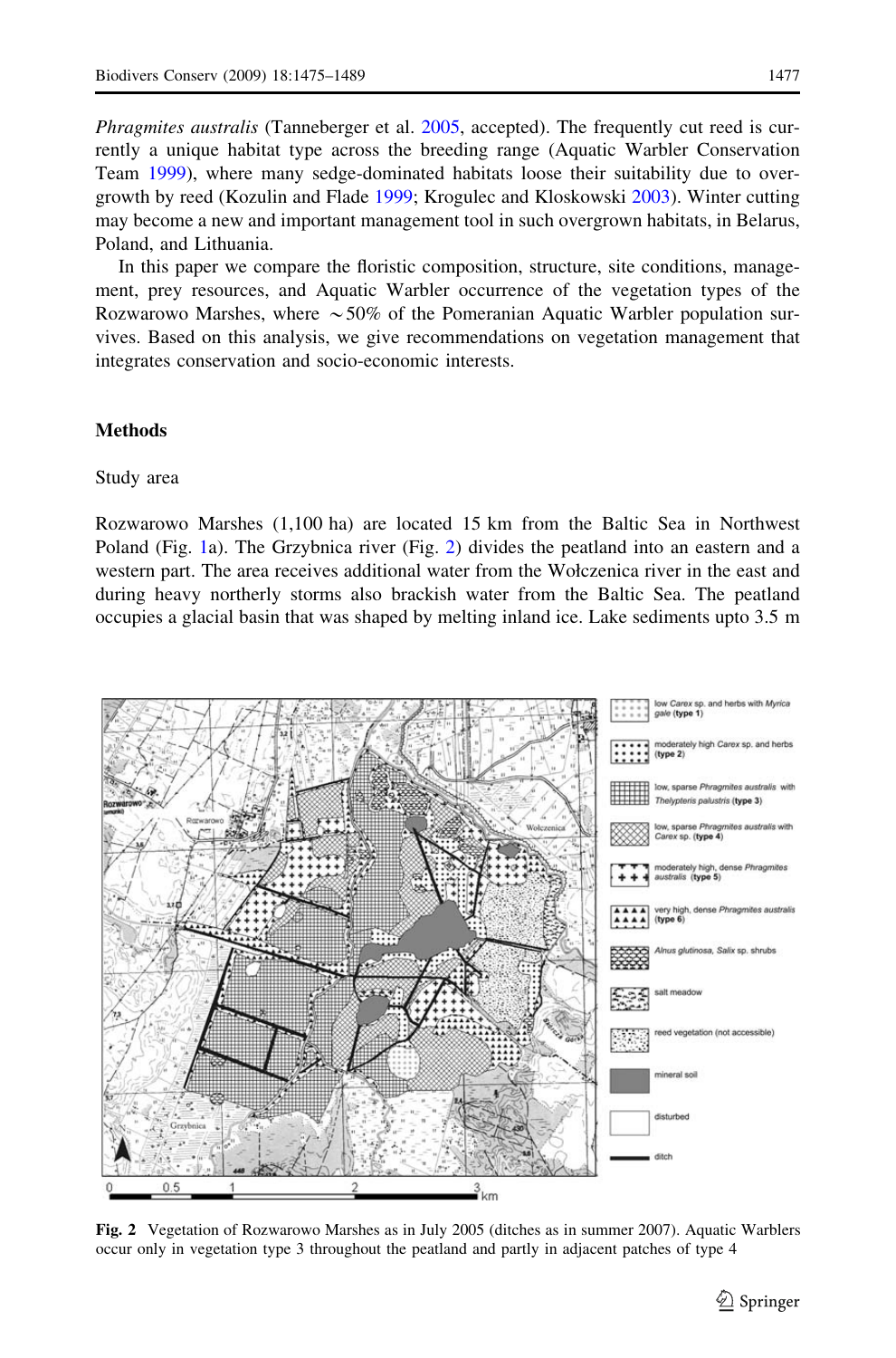*Phragmites australis* (Tanneberger et al. 2005, accepted). The frequently cut reed is currently a unique habitat type across the breeding range (Aquatic Warbler Conservation Team 1999), where many sedge-dominated habitats loose their suitability due to overgrowth by reed (Kozulin and Flade 1999; Krogulec and Kloskowski 2003). Winter cutting may become a new and important management tool in such overgrown habitats, in Belarus, Poland, and Lithuania.

In this paper we compare the floristic composition, structure, site conditions, management, prey resources, and Aquatic Warbler occurrence of the vegetation types of the Rozwarowo Marshes, where ~50% of the Pomeranian Aquatic Warbler population survives. Based on this analysis, we give recommendations on vegetation management that integrates conservation and socio-economic interests.

## Methods

### Study area

Rozwarowo Marshes (1,100 ha) are located 15 km from the Baltic Sea in Northwest Poland (Fig. 1a). The Grzybnica river (Fig. 2) divides the peatland into an eastern and a western part. The area receives additional water from the Wołczenica river in the east and during heavy northerly storms also brackish water from the Baltic Sea. The peatland occupies a glacial basin that was shaped by melting inland ice. Lake sediments upto 3.5 m

**Fig. 2** Vegetation of Rozwarowo Marshes as in July 2005 (ditches as in summer 2007). Aquatic Warblers occur only in vegetation type 3 throughout the peatland and partly in adjacent patches of type 4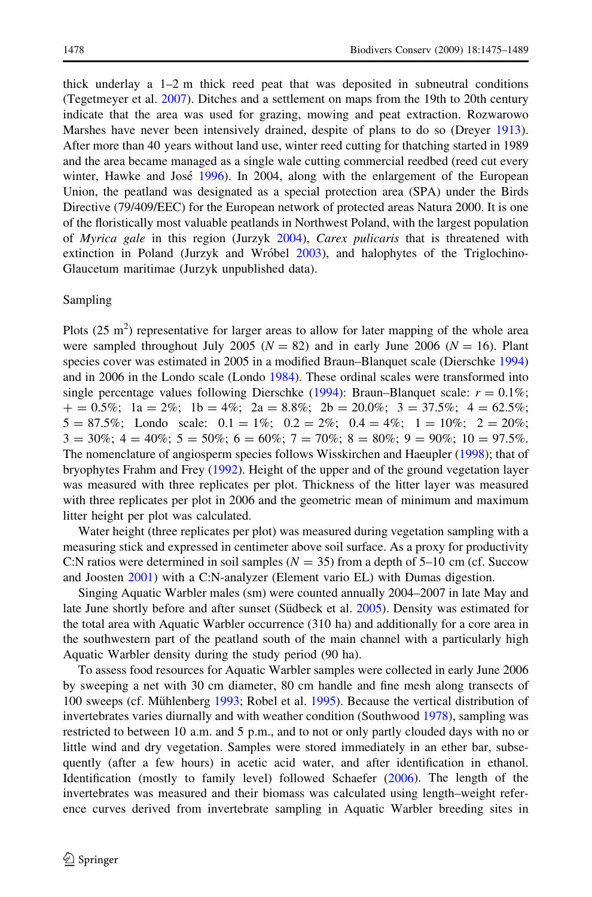thick underlay a 1–2 m thick reed peat that was deposited in subneutral conditions (Tegetmeyer et al. 2007). Ditches and a settlement on maps from the 19th to 20th century indicate that the area was used for grazing, mowing and peat extraction. Rozwarowo Marshes have never been intensively drained, despite of plans to do so (Dreyer 1913). After more than 40 years without land use, winter reed cutting for thatching started in 1989 and the area became managed as a single wale cutting commercial reedbed (reed cut every winter, Hawke and José 1996). In 2004, along with the enlargement of the European Union, the peatland was designated as a special protection area (SPA) under the Birds Directive (79/409/EEC) for the European network of protected areas Natura 2000. It is one of the floristically most valuable peatlands in Northwest Poland, with the largest population of *Myrica gale* in this region (Jurzyk 2004), *Carex pulicaris* that is threatened with extinction in Poland (Jurzyk and Wróbel 2003), and halophytes of the Triglochino-Glaucetum maritimae (Jurzyk unpublished data).

## Sampling

Plots (25 $m^2$) representative for larger areas to allow for later mapping of the whole area were sampled throughout July 2005 ($N = 82$) and in early June 2006 ($N = 16$). Plant species cover was estimated in 2005 in a modified Braun–Blanquet scale (Dierschke 1994) and in 2006 in the Londo scale (Londo 1984). These ordinal scales were transformed into single percentage values following Dierschke (1994): Braun–Blanquet scale: $r = 0.1\%$; $+ = 0.5\%$; $1a = 2\%$; $1b = 4\%$; $2a = 8.8\%$; $2b = 20.0\%$; $3 = 37.5\%$; $4 = 62.5\%$; $5 = 87.5\%$; Londo scale: $0.1 = 1\%$; $0.2 = 2\%$; $0.4 = 4\%$; $1 = 10\%$; $2 = 20\%$; $3 = 30\%$; $4 = 40\%$; $5 = 50\%$; $6 = 60\%$; $7 = 70\%$; $8 = 80\%$; $9 = 90\%$; $10 = 97.5\%$. The nomenclature of angiosperm species follows Wisskirchen and Haeupler (1998); that of bryophytes Frahm and Frey (1992). Height of the upper and of the ground vegetation layer was measured with three replicates per plot. Thickness of the litter layer was measured with three replicates per plot in 2006 and the geometric mean of minimum and maximum litter height per plot was calculated.

Water height (three replicates per plot) was measured during vegetation sampling with a measuring stick and expressed in centimeter above soil surface. As a proxy for productivity C:N ratios were determined in soil samples ($N = 35$) from a depth of 5–10 cm (cf. Succow and Joosten 2001) with a C:N-analyzer (Element vario EL) with Dumas digestion.

Singing Aquatic Warbler males (sm) were counted annually 2004–2007 in late May and late June shortly before and after sunset (Südbeck et al. 2005). Density was estimated for the total area with Aquatic Warbler occurrence (310 ha) and additionally for a core area in the southwestern part of the peatland south of the main channel with a particularly high Aquatic Warbler density during the study period (90 ha).

To assess food resources for Aquatic Warbler samples were collected in early June 2006 by sweeping a net with 30 cm diameter, 80 cm handle and fine mesh along transects of 100 sweeps (cf. Mühlenberg 1993; Robel et al. 1995). Because the vertical distribution of invertebrates varies diurnally and with weather condition (Southwood 1978), sampling was restricted to between 10 a.m. and 5 p.m., and to not or only partly clouded days with no or little wind and dry vegetation. Samples were stored immediately in an ether bar, subsequently (after a few hours) in acetic acid water, and after identification in ethanol. Identification (mostly to family level) followed Schaefer (2006). The length of the invertebrates was measured and their biomass was calculated using length–weight reference curves derived from invertebrate sampling in Aquatic Warbler breeding sites in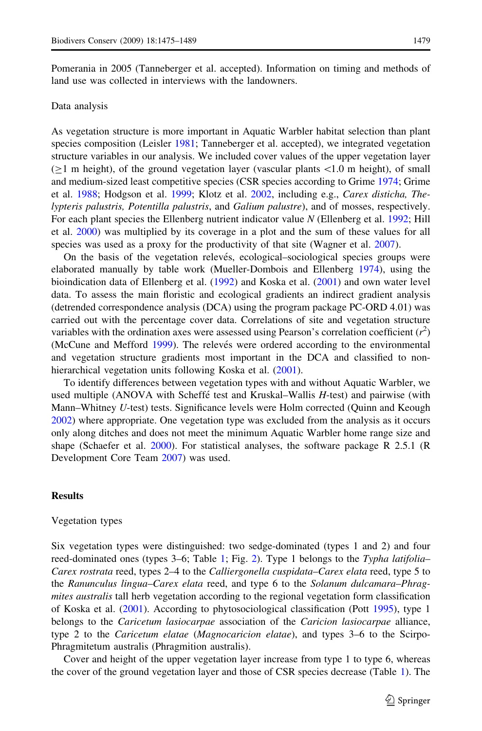Pomerania in 2005 (Tanneberger et al. accepted). Information on timing and methods of land use was collected in interviews with the landowners.

### Data analysis

As vegetation structure is more important in Aquatic Warbler habitat selection than plant species composition (Leisler 1981; Tanneberger et al. accepted), we integrated vegetation structure variables in our analysis. We included cover values of the upper vegetation layer ($\geq$1 m height), of the ground vegetation layer (vascular plants <1.0 m height), of small and medium-sized least competitive species (CSR species according to Grime 1974; Grime et al. 1988; Hodgson et al. 1999; Klotz et al. 2002, including e.g., *Carex disticha, Thelypteris palustris, Potentilla palustris*, and *Galium palustre*), and of mosses, respectively. For each plant species the Ellenberg nutrient indicator value *N* (Ellenberg et al. 1992; Hill et al. 2000) was multiplied by its coverage in a plot and the sum of these values for all species was used as a proxy for the productivity of that site (Wagner et al. 2007).

On the basis of the vegetation relevés, ecological–sociological species groups were elaborated manually by table work (Mueller-Dombois and Ellenberg 1974), using the bioindication data of Ellenberg et al. (1992) and Koska et al. (2001) and own water level data. To assess the main floristic and ecological gradients an indirect gradient analysis (detrended correspondence analysis (DCA) using the program package PC-ORD 4.01) was carried out with the percentage cover data. Correlations of site and vegetation structure variables with the ordination axes were assessed using Pearson's correlation coefficient ($r^2$) (McCune and Mefford 1999). The relevés were ordered according to the environmental and vegetation structure gradients most important in the DCA and classified to non-hierarchical vegetation units following Koska et al. (2001).

To identify differences between vegetation types with and without Aquatic Warbler, we used multiple (ANOVA with Scheffé test and Kruskal–Wallis *H*-test) and pairwise (with Mann–Whitney *U*-test) tests. Significance levels were Holm corrected (Quinn and Keough 2002) where appropriate. One vegetation type was excluded from the analysis as it occurs only along ditches and does not meet the minimum Aquatic Warbler home range size and shape (Schaefer et al. 2000). For statistical analyses, the software package R 2.5.1 (R Development Core Team 2007) was used.

## Results

### Vegetation types

Six vegetation types were distinguished: two sedge-dominated (types 1 and 2) and four reed-dominated ones (types 3–6; Table 1; Fig. 2). Type 1 belongs to the *Typha latifolia–Carex rostrata* reed, types 2–4 to the *Calliergonella cuspidata–Carex elata* reed, type 5 to the *Ranunculus lingua–Carex elata* reed, and type 6 to the *Solanum dulcamara–Phragmites australis* tall herb vegetation according to the regional vegetation form classification of Koska et al. (2001). According to phytosociological classification (Pott 1995), type 1 belongs to the *Caricetum lasiocarpae* association of the *Caricion lasiocarpae* alliance, type 2 to the *Caricetum elatae* (*Magnocaricion elatae*), and types 3–6 to the Scirpo-Phragmitetum australis (Phragmition australis).

Cover and height of the upper vegetation layer increase from type 1 to type 6, whereas the cover of the ground vegetation layer and those of CSR species decrease (Table 1). The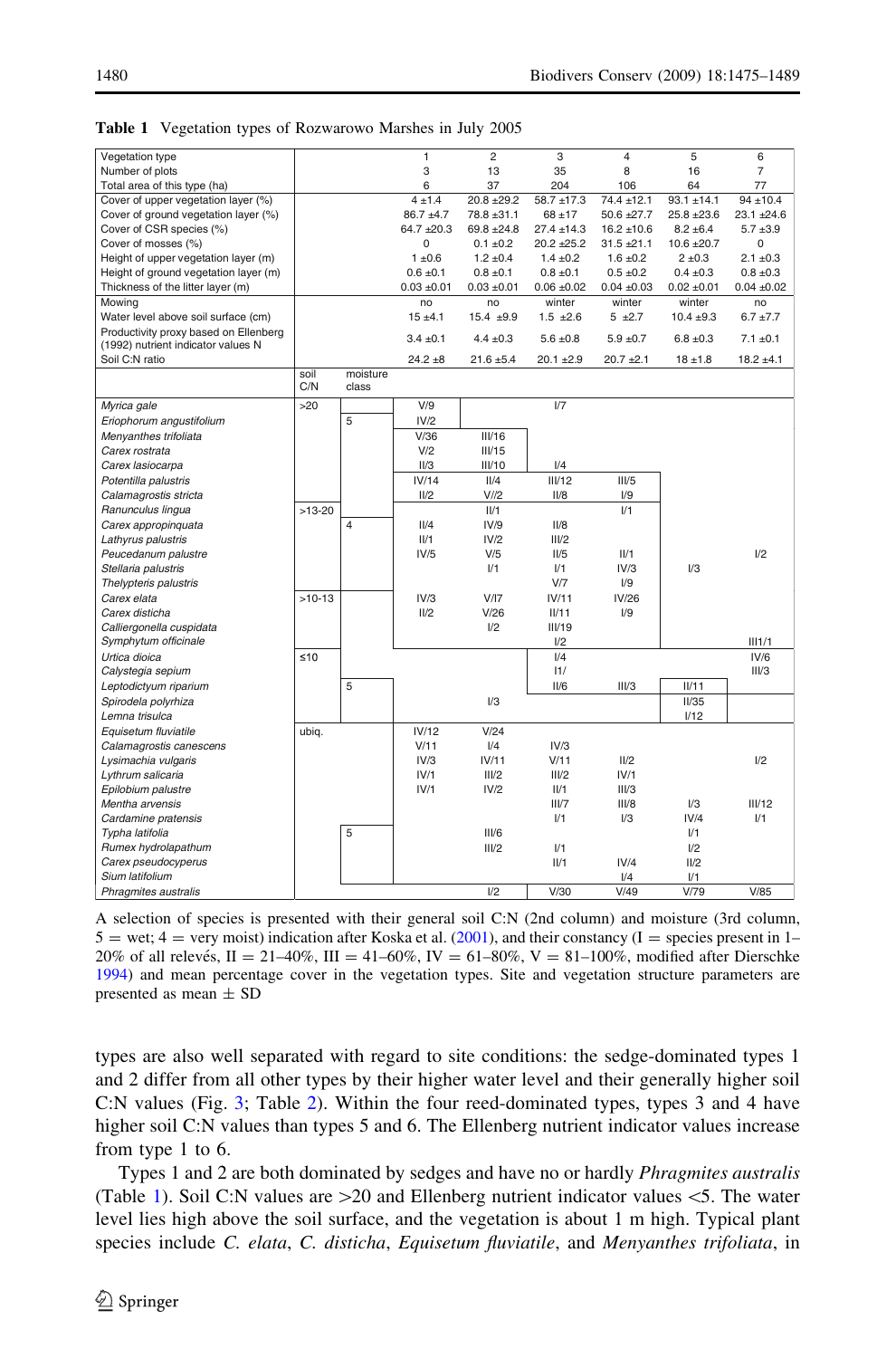**Table 1** Vegetation types of Rozwarowo Marshes in July 2005

| Vegetation type | | | 1 | 2 | 3 | 4 | 5 | 6 |
|---|---|---|---|---|---|---|---|---|
| Number of plots | | | 3 | 13 | 35 | 8 | 16 | 7 |
| Total area of this type (ha) | | | 6 | 37 | 204 | 106 | 64 | 77 |
| Cover of upper vegetation layer (%) | | | 4 ±1.4 | 20.8 ±29.2 | 58.7 ±17.3 | 74.4 ±12.1 | 93.1 ±14.1 | 94 ±10.4 |
| Cover of ground vegetation layer (%) | | | 86.7 ±4.7 | 78.8 ±31.1 | 68 ±17 | 50.6 ±27.7 | 25.8 ±23.6 | 23.1 ±24.6 |
| Cover of CSR species (%) | | | 64.7 ±20.3 | 69.8 ±24.8 | 27.4 ±14.3 | 16.2 ±10.6 | 8.2 ±6.4 | 5.7 ±3.9 |
| Cover of mosses (%) | | | 0 | 0.1 ±0.2 | 20.2 ±25.2 | 31.5 ±21.1 | 10.6 ±20.7 | 0 |
| Height of upper vegetation layer (m) | | | 1 ±0.6 | 1.2 ±0.4 | 1.4 ±0.2 | 1.6 ±0.2 | 2 ±0.3 | 2.1 ±0.3 |
| Height of ground vegetation layer (m) | | | 0.6 ±0.1 | 0.8 ±0.1 | 0.8 ±0.1 | 0.5 ±0.2 | 0.4 ±0.3 | 0.8 ±0.3 |
| Thickness of the litter layer (m) | | | 0.03 ±0.01 | 0.03 ±0.01 | 0.06 ±0.02 | 0.04 ±0.03 | 0.02 ±0.01 | 0.04 ±0.02 |
| Mowing | | | no | no | winter | winter | winter | no |
| Water level above soil surface (cm) | | | 15 ±4.1 | 15.4 ±9.9 | 1.5 ±2.6 | 5 ±2.7 | 10.4 ±9.3 | 6.7 ±7.7 |
| Productivity proxy based on Ellenberg (1992) nutrient indicator values N | | | 3.4 ±0.1 | 4.4 ±0.3 | 5.6 ±0.8 | 5.9 ±0.7 | 6.8 ±0.3 | 7.1 ±0.1 |
| Soil C:N ratio | | | 24.2 ±8 | 21.6 ±5.4 | 20.1 ±2.9 | 20.7 ±2.1 | 18 ±1.8 | 18.2 ±4.1 |
| | soil C/N | moisture class | | | | | | |
| *Myrica gale* | >20 | | V/9 | | I/7 | | | |
| *Eriophorum angustifolium* | | 5 | IV/2 | | | | | |
| *Menyanthes trifoliata* | | | V/36 | III/16 | | | | |
| *Carex rostrata* | | | V/2 | III/15 | | | | |
| *Carex lasiocarpa* | | | II/3 | III/10 | I/4 | | | |
| *Potentilla palustris* | | | IV/14 | II/4 | III/12 | III/5 | | |
| *Calamagrostis stricta* | | | II/2 | V//2 | II/8 | I/9 | | |
| *Ranunculus lingua* | >13-20 | | | II/1 | | I/1 | | |
| *Carex appropinquata* | | 4 | II/4 | IV/9 | II/8 | | | |
| *Lathyrus palustris* | | | II/1 | IV/2 | III/2 | | | |
| *Peucedanum palustre* | | | IV/5 | V/5 | II/5 | II/1 | | I/2 |
| *Stellaria palustris* | | | | I/1 | I/1 | IV/3 | I/3 | |
| *Thelypteris palustris* | | | | | V/7 | I/9 | | |
| *Carex elata* | >10-13 | | IV/3 | V/I7 | IV/11 | IV/26 | | |
| *Carex disticha* | | | II/2 | V/26 | II/11 | I/9 | | |
| *Calliergonella cuspidata* | | | | I/2 | III/19 | | | |
| *Symphytum officinale* | | | | | I/2 | | | III1/1 |
| *Urtica dioica* | ≤10 | | | | I/4 | | | IV/6 |
| *Calystegia sepium* | | | | | I1/ | | | III/3 |
| *Leptodictyum riparium* | | 5 | | | II/6 | III/3 | II/11 | |
| *Spirodela polyrhiza* | | | | I/3 | | | II/35 | |
| *Lemna trisulca* | | | | | | | I/12 | |
| *Equisetum fluviatile* | ubiq. | | IV/12 | V/24 | | | | |
| *Calamagrostis canescens* | | | V/11 | I/4 | IV/3 | | | |
| *Lysimachia vulgaris* | | | IV/3 | IV/11 | V/11 | II/2 | | I/2 |
| *Lythrum salicaria* | | | IV/1 | III/2 | III/2 | IV/1 | | |
| *Epilobium palustre* | | | IV/1 | IV/2 | II/1 | III/3 | | |
| *Mentha arvensis* | | | | | III/7 | III/8 | I/3 | III/12 |
| *Cardamine pratensis* | | | | | I/1 | I/3 | IV/4 | I/1 |
| *Typha latifolia* | | 5 | | III/6 | | | I/1 | |
| *Rumex hydrolapathum* | | | | III/2 | I/1 | | I/2 | |
| *Carex pseudocyperus* | | | | | II/1 | IV/4 | II/2 | |
| *Sium latifolium* | | | | | | I/4 | I/1 | |
| *Phragmites australis* | | | | I/2 | V/30 | V/49 | V/79 | V/85 |

A selection of species is presented with their general soil C:N (2nd column) and moisture (3rd column, 5 = wet; 4 = very moist) indication after Koska et al. (2001), and their constancy (I = species present in 1–20% of all relevés, II = 21–40%, III = 41–60%, IV = 61–80%, V = 81–100%, modified after Dierschke 1994) and mean percentage cover in the vegetation types. Site and vegetation structure parameters are presented as mean ± SD

types are also well separated with regard to site conditions: the sedge-dominated types 1 and 2 differ from all other types by their higher water level and their generally higher soil C:N values (Fig. 3; Table 2). Within the four reed-dominated types, types 3 and 4 have higher soil C:N values than types 5 and 6. The Ellenberg nutrient indicator values increase from type 1 to 6.

Types 1 and 2 are both dominated by sedges and have no or hardly *Phragmites australis* (Table 1). Soil C:N values are >20 and Ellenberg nutrient indicator values <5. The water level lies high above the soil surface, and the vegetation is about 1 m high. Typical plant species include *C. elata*, *C. disticha*, *Equisetum fluviatile*, and *Menyanthes trifoliata*, in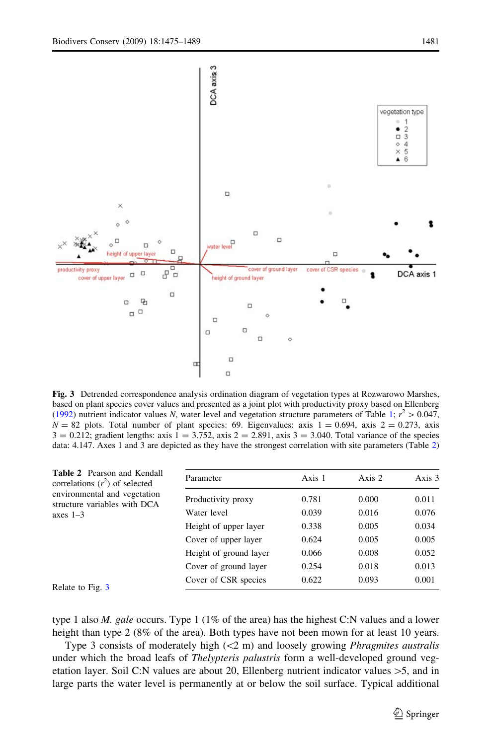**Fig. 3** Detrended correspondence analysis ordination diagram of vegetation types at Rozwarowo Marshes, based on plant species cover values and presented as a joint plot with productivity proxy based on Ellenberg (1992) nutrient indicator values *N*, water level and vegetation structure parameters of Table 1; $r^2 > 0.047$, $N = 82$ plots. Total number of plant species: 69. Eigenvalues: axis 1 = 0.694, axis 2 = 0.273, axis 3 = 0.212; gradient lengths: axis 1 = 3.752, axis 2 = 2.891, axis 3 = 3.040. Total variance of the species data: 4.147. Axes 1 and 3 are depicted as they have the strongest correlation with site parameters (Table 2)

**Table 2** Pearson and Kendall correlations ($r^2$) of selected environmental and vegetation structure variables with DCA axes 1–3

| Parameter | Axis 1 | Axis 2 | Axis 3 |
|---|---|---|---|
| Productivity proxy | 0.781 | 0.000 | 0.011 |
| Water level | 0.039 | 0.016 | 0.076 |
| Height of upper layer | 0.338 | 0.005 | 0.034 |
| Cover of upper layer | 0.624 | 0.005 | 0.005 |
| Height of ground layer | 0.066 | 0.008 | 0.052 |
| Cover of ground layer | 0.254 | 0.018 | 0.013 |
| Cover of CSR species | 0.622 | 0.093 | 0.001 |

Relate to Fig. 3

type 1 also *M. gale* occurs. Type 1 (1% of the area) has the highest C:N values and a lower height than type 2 (8% of the area). Both types have not been mown for at least 10 years.

Type 3 consists of moderately high (<2 m) and loosely growing *Phragmites australis* under which the broad leafs of *Thelypteris palustris* form a well-developed ground vegetation layer. Soil C:N values are about 20, Ellenberg nutrient indicator values >5, and in large parts the water level is permanently at or below the soil surface. Typical additional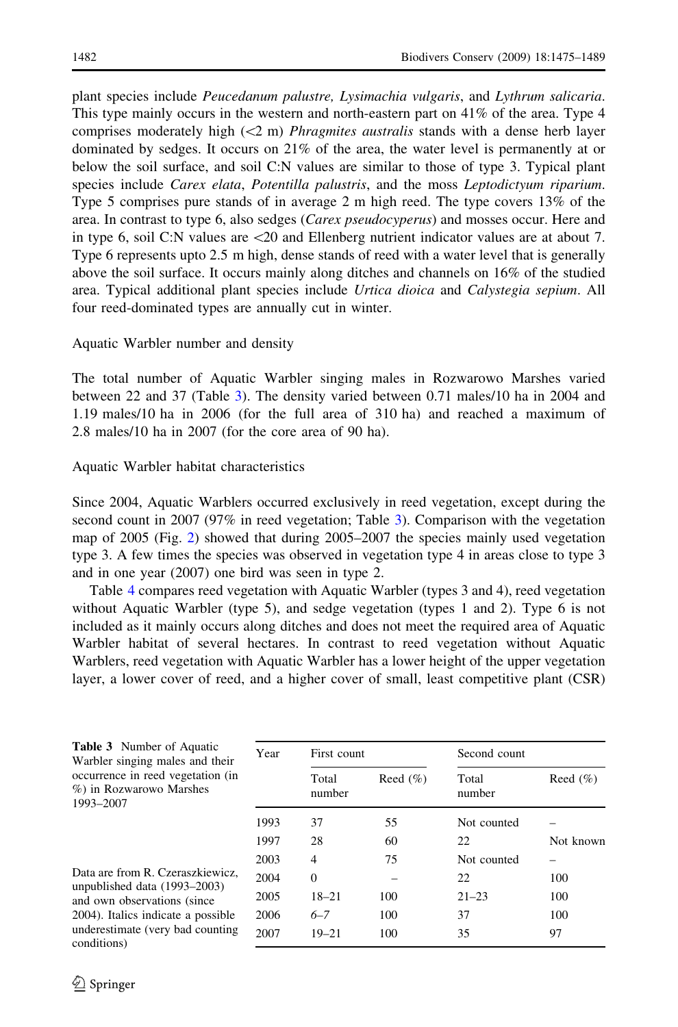plant species include *Peucedanum palustre, Lysimachia vulgaris*, and *Lythrum salicaria*. This type mainly occurs in the western and north-eastern part on 41% of the area. Type 4 comprises moderately high (<2 m) *Phragmites australis* stands with a dense herb layer dominated by sedges. It occurs on 21% of the area, the water level is permanently at or below the soil surface, and soil C:N values are similar to those of type 3. Typical plant species include *Carex elata*, *Potentilla palustris*, and the moss *Leptodictyum riparium*. Type 5 comprises pure stands of in average 2 m high reed. The type covers 13% of the area. In contrast to type 6, also sedges (*Carex pseudocyperus*) and mosses occur. Here and in type 6, soil C:N values are <20 and Ellenberg nutrient indicator values are at about 7. Type 6 represents upto 2.5 m high, dense stands of reed with a water level that is generally above the soil surface. It occurs mainly along ditches and channels on 16% of the studied area. Typical additional plant species include *Urtica dioica* and *Calystegia sepium*. All four reed-dominated types are annually cut in winter.

### Aquatic Warbler number and density

The total number of Aquatic Warbler singing males in Rozwarowo Marshes varied between 22 and 37 (Table 3). The density varied between 0.71 males/10 ha in 2004 and 1.19 males/10 ha in 2006 (for the full area of 310 ha) and reached a maximum of 2.8 males/10 ha in 2007 (for the core area of 90 ha).

### Aquatic Warbler habitat characteristics

Since 2004, Aquatic Warblers occurred exclusively in reed vegetation, except during the second count in 2007 (97% in reed vegetation; Table 3). Comparison with the vegetation map of 2005 (Fig. 2) showed that during 2005–2007 the species mainly used vegetation type 3. A few times the species was observed in vegetation type 4 in areas close to type 3 and in one year (2007) one bird was seen in type 2.

Table 4 compares reed vegetation with Aquatic Warbler (types 3 and 4), reed vegetation without Aquatic Warbler (type 5), and sedge vegetation (types 1 and 2). Type 6 is not included as it mainly occurs along ditches and does not meet the required area of Aquatic Warbler habitat of several hectares. In contrast to reed vegetation without Aquatic Warblers, reed vegetation with Aquatic Warbler has a lower height of the upper vegetation layer, a lower cover of reed, and a higher cover of small, least competitive plant (CSR)

**Table 3** Number of Aquatic Warbler singing males and their occurrence in reed vegetation (in %) in Rozwarowo Marshes 1993–2007

| Year | First count | | Second count | |
|---|---|---|---|---|
| | Total number | Reed (%) | Total number | Reed (%) |
| 1993 | 37 | 55 | Not counted | – |
| 1997 | 28 | 60 | 22 | Not known |
| 2003 | 4 | 75 | Not counted | – |
| 2004 | 0 | – | 22 | 100 |
| 2005 | 18–21 | 100 | 21–23 | 100 |
| 2006 | *6–7* | 100 | 37 | 100 |
| 2007 | 19–21 | 100 | 35 | 97 |

Data are from R. Czeraszkiewicz, unpublished data (1993–2003) and own observations (since 2004). Italics indicate a possible underestimate (very bad counting conditions)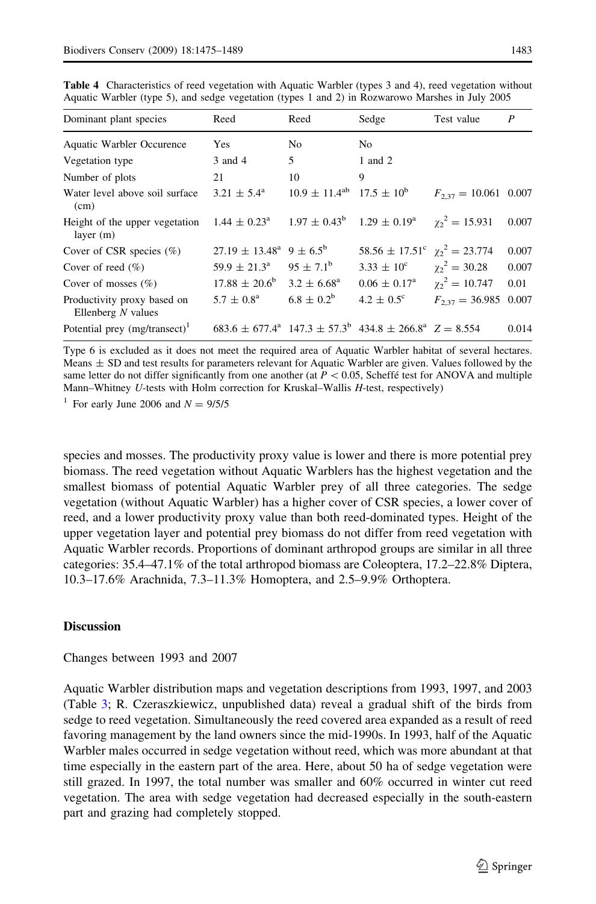**Table 4** Characteristics of reed vegetation with Aquatic Warbler (types 3 and 4), reed vegetation without Aquatic Warbler (type 5), and sedge vegetation (types 1 and 2) in Rozwarowo Marshes in July 2005

| Dominant plant species | Reed | Reed | Sedge | Test value | *P* |
|---|---|---|---|---|---|
| Aquatic Warbler Occurence | Yes | No | No | | |
| Vegetation type | 3 and 4 | 5 | 1 and 2 | | |
| Number of plots | 21 | 10 | 9 | | |
| Water level above soil surface (cm) | $3.21 \pm 5.4^{a}$ | $10.9 \pm 11.4^{ab}$ | $17.5 \pm 10^{b}$ | $F_{2,37} = 10.061$ | 0.007 |
| Height of the upper vegetation layer (m) | $1.44 \pm 0.23^{a}$ | $1.97 \pm 0.43^{b}$ | $1.29 \pm 0.19^{a}$ | $\chi_2^2 = 15.931$ | 0.007 |
| Cover of CSR species (%) | $27.19 \pm 13.48^{a}$ | $9 \pm 6.5^{b}$ | $58.56 \pm 17.51^{c}$ | $\chi_2^2 = 23.774$ | 0.007 |
| Cover of reed (%) | $59.9 \pm 21.3^{a}$ | $95 \pm 7.1^{b}$ | $3.33 \pm 10^{c}$ | $\chi_2^2 = 30.28$ | 0.007 |
| Cover of mosses (%) | $17.88 \pm 20.6^{b}$ | $3.2 \pm 6.68^{a}$ | $0.06 \pm 0.17^{a}$ | $\chi_2^2 = 10.747$ | 0.01 |
| Productivity proxy based on Ellenberg *N* values | $5.7 \pm 0.8^{a}$ | $6.8 \pm 0.2^{b}$ | $4.2 \pm 0.5^{c}$ | $F_{2,37} = 36.985$ | 0.007 |
| Potential prey (mg/transect)[1] | $683.6 \pm 677.4^{a}$ | $147.3 \pm 57.3^{b}$ | $434.8 \pm 266.8^{a}$ | $Z = 8.554$ | 0.014 |

Type 6 is excluded as it does not meet the required area of Aquatic Warbler habitat of several hectares. Means ± SD and test results for parameters relevant for Aquatic Warbler are given. Values followed by the same letter do not differ significantly from one another (at $P < 0.05$, Scheffé test for ANOVA and multiple Mann–Whitney *U*-tests with Holm correction for Kruskal–Wallis *H*-test, respectively)

[1] For early June 2006 and $N = 9/5/5$

species and mosses. The productivity proxy value is lower and there is more potential prey biomass. The reed vegetation without Aquatic Warblers has the highest vegetation and the smallest biomass of potential Aquatic Warbler prey of all three categories. The sedge vegetation (without Aquatic Warbler) has a higher cover of CSR species, a lower cover of reed, and a lower productivity proxy value than both reed-dominated types. Height of the upper vegetation layer and potential prey biomass do not differ from reed vegetation with Aquatic Warbler records. Proportions of dominant arthropod groups are similar in all three categories: 35.4–47.1% of the total arthropod biomass are Coleoptera, 17.2–22.8% Diptera, 10.3–17.6% Arachnida, 7.3–11.3% Homoptera, and 2.5–9.9% Orthoptera.

## Discussion

### Changes between 1993 and 2007

Aquatic Warbler distribution maps and vegetation descriptions from 1993, 1997, and 2003 (Table 3; R. Czeraszkiewicz, unpublished data) reveal a gradual shift of the birds from sedge to reed vegetation. Simultaneously the reed covered area expanded as a result of reed favoring management by the land owners since the mid-1990s. In 1993, half of the Aquatic Warbler males occurred in sedge vegetation without reed, which was more abundant at that time especially in the eastern part of the area. Here, about 50 ha of sedge vegetation were still grazed. In 1997, the total number was smaller and 60% occurred in winter cut reed vegetation. The area with sedge vegetation had decreased especially in the south-eastern part and grazing had completely stopped.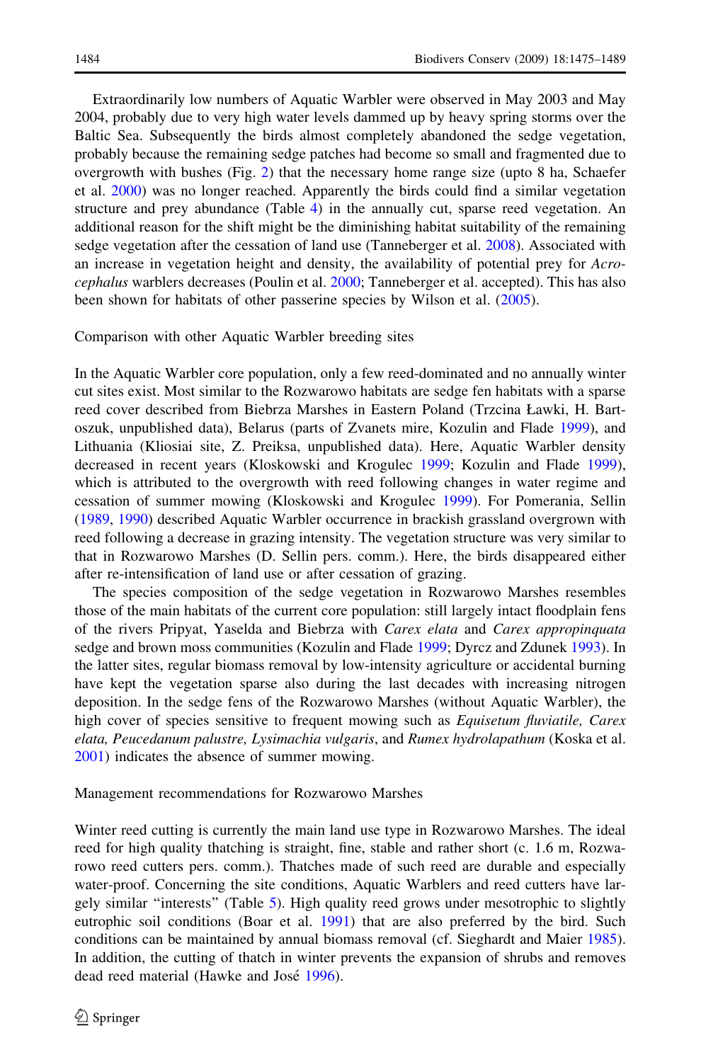Extraordinarily low numbers of Aquatic Warbler were observed in May 2003 and May 2004, probably due to very high water levels dammed up by heavy spring storms over the Baltic Sea. Subsequently the birds almost completely abandoned the sedge vegetation, probably because the remaining sedge patches had become so small and fragmented due to overgrowth with bushes (Fig. 2) that the necessary home range size (upto 8 ha, Schaefer et al. 2000) was no longer reached. Apparently the birds could find a similar vegetation structure and prey abundance (Table 4) in the annually cut, sparse reed vegetation. An additional reason for the shift might be the diminishing habitat suitability of the remaining sedge vegetation after the cessation of land use (Tanneberger et al. 2008). Associated with an increase in vegetation height and density, the availability of potential prey for *Acrocephalus* warblers decreases (Poulin et al. 2000; Tanneberger et al. accepted). This has also been shown for habitats of other passerine species by Wilson et al. (2005).

## Comparison with other Aquatic Warbler breeding sites

In the Aquatic Warbler core population, only a few reed-dominated and no annually winter cut sites exist. Most similar to the Rozwarowo habitats are sedge fen habitats with a sparse reed cover described from Biebrza Marshes in Eastern Poland (Trzcina Ławki, H. Bartoszuk, unpublished data), Belarus (parts of Zvanets mire, Kozulin and Flade 1999), and Lithuania (Kliosiai site, Z. Preiksa, unpublished data). Here, Aquatic Warbler density decreased in recent years (Kloskowski and Krogulec 1999; Kozulin and Flade 1999), which is attributed to the overgrowth with reed following changes in water regime and cessation of summer mowing (Kloskowski and Krogulec 1999). For Pomerania, Sellin (1989, 1990) described Aquatic Warbler occurrence in brackish grassland overgrown with reed following a decrease in grazing intensity. The vegetation structure was very similar to that in Rozwarowo Marshes (D. Sellin pers. comm.). Here, the birds disappeared either after re-intensification of land use or after cessation of grazing.

The species composition of the sedge vegetation in Rozwarowo Marshes resembles those of the main habitats of the current core population: still largely intact floodplain fens of the rivers Pripyat, Yaselda and Biebrza with *Carex elata* and *Carex appropinquata* sedge and brown moss communities (Kozulin and Flade 1999; Dyrcz and Zdunek 1993). In the latter sites, regular biomass removal by low-intensity agriculture or accidental burning have kept the vegetation sparse also during the last decades with increasing nitrogen deposition. In the sedge fens of the Rozwarowo Marshes (without Aquatic Warbler), the high cover of species sensitive to frequent mowing such as *Equisetum fluviatile, Carex elata, Peucedanum palustre, Lysimachia vulgaris*, and *Rumex hydrolapathum* (Koska et al. 2001) indicates the absence of summer mowing.

## Management recommendations for Rozwarowo Marshes

Winter reed cutting is currently the main land use type in Rozwarowo Marshes. The ideal reed for high quality thatching is straight, fine, stable and rather short (c. 1.6 m, Rozwarowo reed cutters pers. comm.). Thatches made of such reed are durable and especially water-proof. Concerning the site conditions, Aquatic Warblers and reed cutters have largely similar "interests" (Table 5). High quality reed grows under mesotrophic to slightly eutrophic soil conditions (Boar et al. 1991) that are also preferred by the bird. Such conditions can be maintained by annual biomass removal (cf. Sieghardt and Maier 1985). In addition, the cutting of thatch in winter prevents the expansion of shrubs and removes dead reed material (Hawke and José 1996).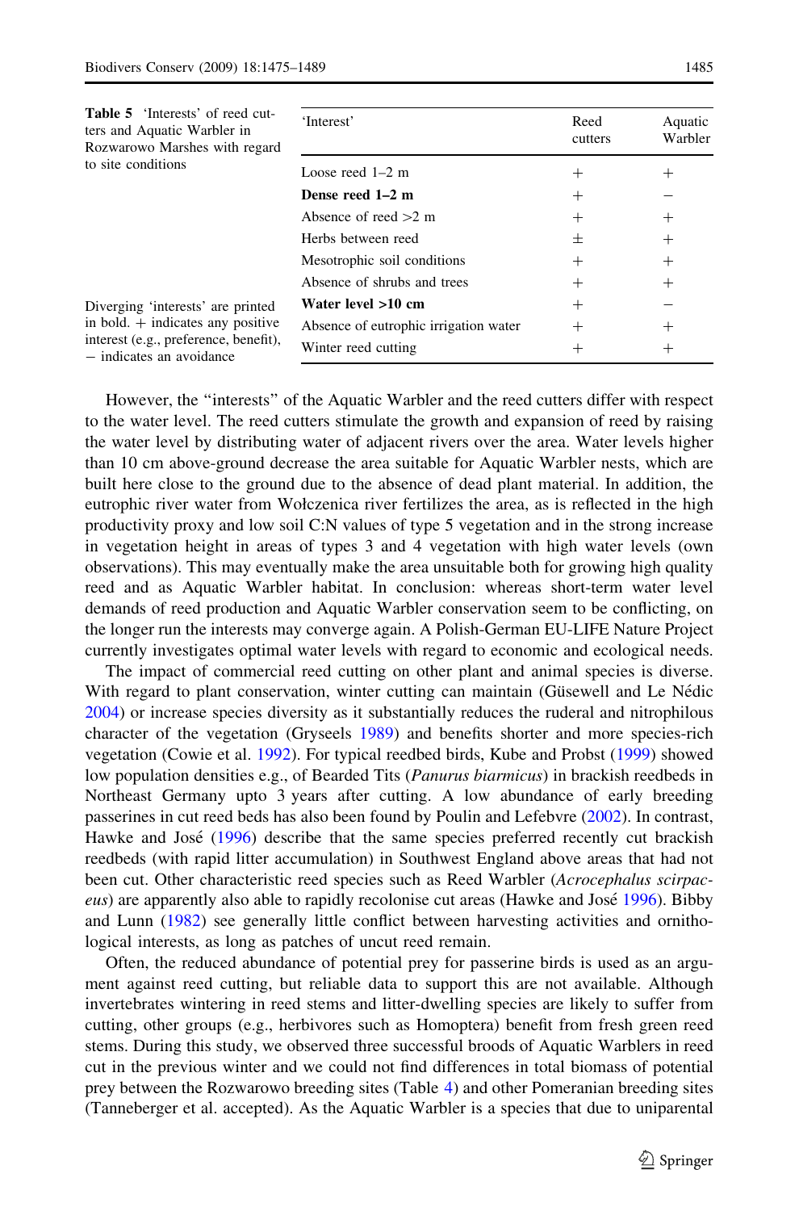**Table 5** 'Interests' of reed cutters and Aquatic Warbler in Rozwarowo Marshes with regard to site conditions

| 'Interest' | Reed cutters | Aquatic Warbler |
|---|---|---|
| Loose reed 1–2 m | + | + |
| **Dense reed 1–2 m** | + | − |
| Absence of reed >2 m | + | + |
| Herbs between reed | ± | + |
| Mesotrophic soil conditions | + | + |
| Absence of shrubs and trees | + | + |
| **Water level >10 cm** | + | − |
| Absence of eutrophic irrigation water | + | + |
| Winter reed cutting | + | + |

Diverging 'interests' are printed in bold. + indicates any positive interest (e.g., preference, benefit), − indicates an avoidance

However, the "interests" of the Aquatic Warbler and the reed cutters differ with respect to the water level. The reed cutters stimulate the growth and expansion of reed by raising the water level by distributing water of adjacent rivers over the area. Water levels higher than 10 cm above-ground decrease the area suitable for Aquatic Warbler nests, which are built here close to the ground due to the absence of dead plant material. In addition, the eutrophic river water from Wołczenica river fertilizes the area, as is reflected in the high productivity proxy and low soil C:N values of type 5 vegetation and in the strong increase in vegetation height in areas of types 3 and 4 vegetation with high water levels (own observations). This may eventually make the area unsuitable both for growing high quality reed and as Aquatic Warbler habitat. In conclusion: whereas short-term water level demands of reed production and Aquatic Warbler conservation seem to be conflicting, on the longer run the interests may converge again. A Polish-German EU-LIFE Nature Project currently investigates optimal water levels with regard to economic and ecological needs.

The impact of commercial reed cutting on other plant and animal species is diverse. With regard to plant conservation, winter cutting can maintain (Güsewell and Le Nédic 2004) or increase species diversity as it substantially reduces the ruderal and nitrophilous character of the vegetation (Gryseels 1989) and benefits shorter and more species-rich vegetation (Cowie et al. 1992). For typical reedbed birds, Kube and Probst (1999) showed low population densities e.g., of Bearded Tits (*Panurus biarmicus*) in brackish reedbeds in Northeast Germany upto 3 years after cutting. A low abundance of early breeding passerines in cut reed beds has also been found by Poulin and Lefebvre (2002). In contrast, Hawke and José (1996) describe that the same species preferred recently cut brackish reedbeds (with rapid litter accumulation) in Southwest England above areas that had not been cut. Other characteristic reed species such as Reed Warbler (*Acrocephalus scirpaceus*) are apparently also able to rapidly recolonise cut areas (Hawke and José 1996). Bibby and Lunn (1982) see generally little conflict between harvesting activities and ornithological interests, as long as patches of uncut reed remain.

Often, the reduced abundance of potential prey for passerine birds is used as an argument against reed cutting, but reliable data to support this are not available. Although invertebrates wintering in reed stems and litter-dwelling species are likely to suffer from cutting, other groups (e.g., herbivores such as Homoptera) benefit from fresh green reed stems. During this study, we observed three successful broods of Aquatic Warblers in reed cut in the previous winter and we could not find differences in total biomass of potential prey between the Rozwarowo breeding sites (Table 4) and other Pomeranian breeding sites (Tanneberger et al. accepted). As the Aquatic Warbler is a species that due to uniparental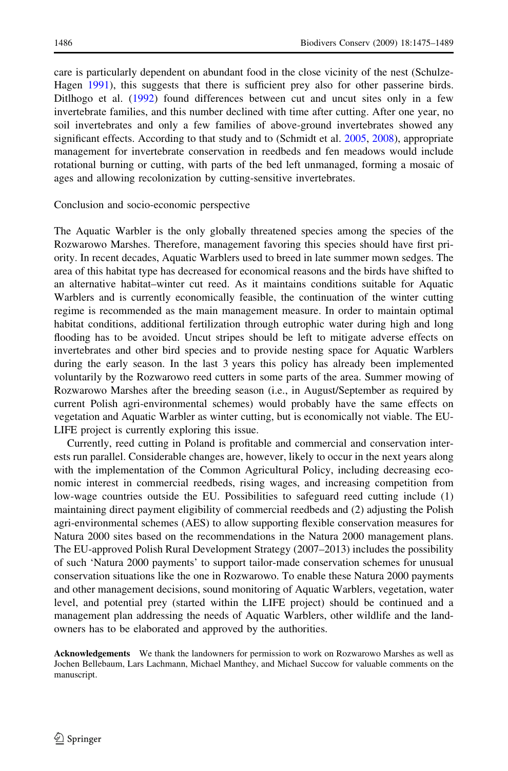care is particularly dependent on abundant food in the close vicinity of the nest (Schulze-Hagen 1991), this suggests that there is sufficient prey also for other passerine birds. Ditlhogo et al. (1992) found differences between cut and uncut sites only in a few invertebrate families, and this number declined with time after cutting. After one year, no soil invertebrates and only a few families of above-ground invertebrates showed any significant effects. According to that study and to (Schmidt et al. 2005, 2008), appropriate management for invertebrate conservation in reedbeds and fen meadows would include rotational burning or cutting, with parts of the bed left unmanaged, forming a mosaic of ages and allowing recolonization by cutting-sensitive invertebrates.

## Conclusion and socio-economic perspective

The Aquatic Warbler is the only globally threatened species among the species of the Rozwarowo Marshes. Therefore, management favoring this species should have first priority. In recent decades, Aquatic Warblers used to breed in late summer mown sedges. The area of this habitat type has decreased for economical reasons and the birds have shifted to an alternative habitat–winter cut reed. As it maintains conditions suitable for Aquatic Warblers and is currently economically feasible, the continuation of the winter cutting regime is recommended as the main management measure. In order to maintain optimal habitat conditions, additional fertilization through eutrophic water during high and long flooding has to be avoided. Uncut stripes should be left to mitigate adverse effects on invertebrates and other bird species and to provide nesting space for Aquatic Warblers during the early season. In the last 3 years this policy has already been implemented voluntarily by the Rozwarowo reed cutters in some parts of the area. Summer mowing of Rozwarowo Marshes after the breeding season (i.e., in August/September as required by current Polish agri-environmental schemes) would probably have the same effects on vegetation and Aquatic Warbler as winter cutting, but is economically not viable. The EU-LIFE project is currently exploring this issue.

Currently, reed cutting in Poland is profitable and commercial and conservation interests run parallel. Considerable changes are, however, likely to occur in the next years along with the implementation of the Common Agricultural Policy, including decreasing economic interest in commercial reedbeds, rising wages, and increasing competition from low-wage countries outside the EU. Possibilities to safeguard reed cutting include (1) maintaining direct payment eligibility of commercial reedbeds and (2) adjusting the Polish agri-environmental schemes (AES) to allow supporting flexible conservation measures for Natura 2000 sites based on the recommendations in the Natura 2000 management plans. The EU-approved Polish Rural Development Strategy (2007–2013) includes the possibility of such 'Natura 2000 payments' to support tailor-made conservation schemes for unusual conservation situations like the one in Rozwarowo. To enable these Natura 2000 payments and other management decisions, sound monitoring of Aquatic Warblers, vegetation, water level, and potential prey (started within the LIFE project) should be continued and a management plan addressing the needs of Aquatic Warblers, other wildlife and the landowners has to be elaborated and approved by the authorities.

**Acknowledgements** We thank the landowners for permission to work on Rozwarowo Marshes as well as Jochen Bellebaum, Lars Lachmann, Michael Manthey, and Michael Succow for valuable comments on the manuscript.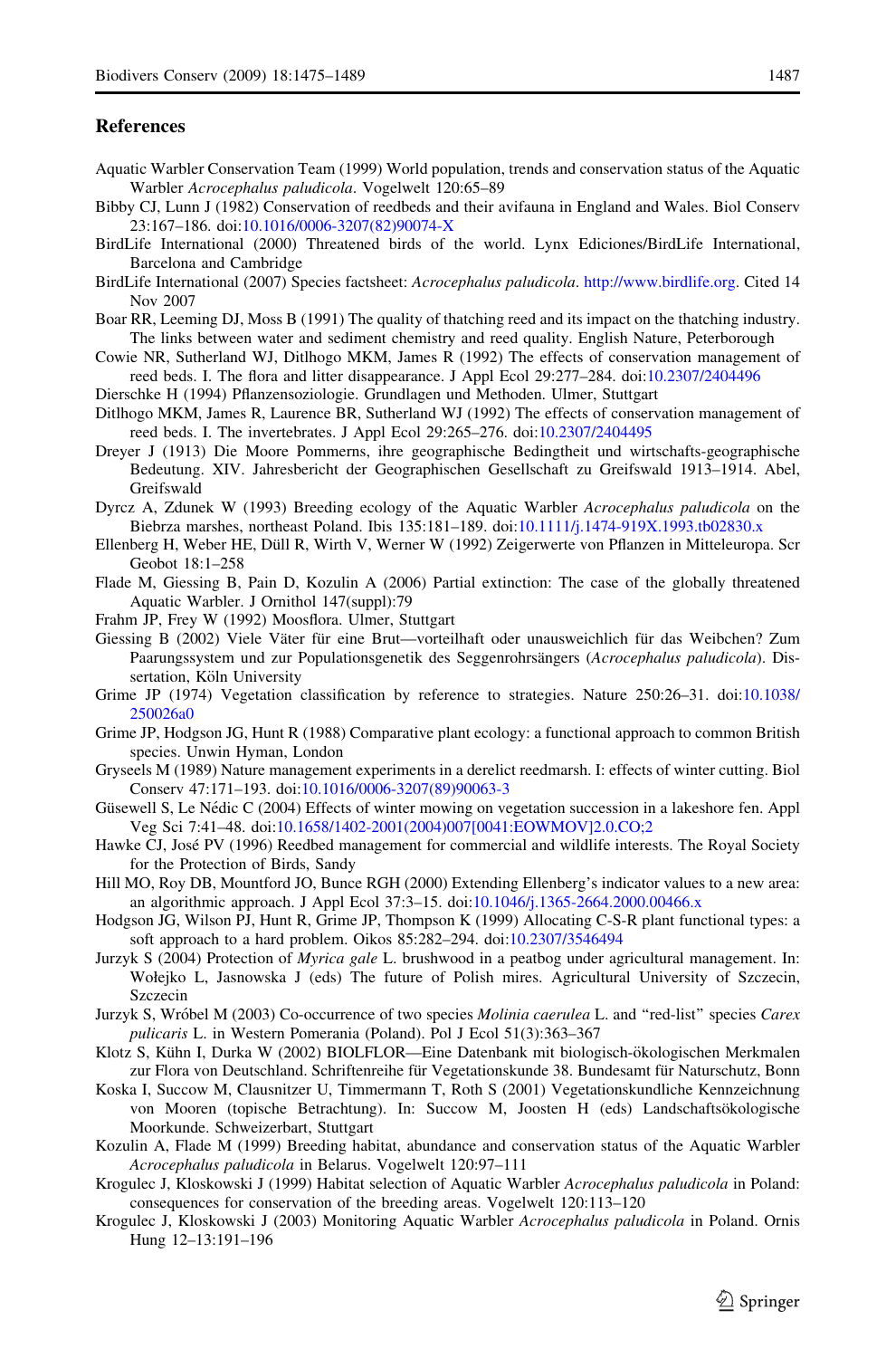## References

Aquatic Warbler Conservation Team (1999) World population, trends and conservation status of the Aquatic Warbler *Acrocephalus paludicola*. Vogelwelt 120:65–89

Bibby CJ, Lunn J (1982) Conservation of reedbeds and their avifauna in England and Wales. Biol Conserv 23:167–186. doi:10.1016/0006-3207(82)90074-X

BirdLife International (2000) Threatened birds of the world. Lynx Ediciones/BirdLife International, Barcelona and Cambridge

BirdLife International (2007) Species factsheet: *Acrocephalus paludicola*. http://www.birdlife.org. Cited 14 Nov 2007

Boar RR, Leeming DJ, Moss B (1991) The quality of thatching reed and its impact on the thatching industry. The links between water and sediment chemistry and reed quality. English Nature, Peterborough

Cowie NR, Sutherland WJ, Ditlhogo MKM, James R (1992) The effects of conservation management of reed beds. I. The flora and litter disappearance. J Appl Ecol 29:277–284. doi:10.2307/2404496

Dierschke H (1994) Pflanzensoziologie. Grundlagen und Methoden. Ulmer, Stuttgart

Ditlhogo MKM, James R, Laurence BR, Sutherland WJ (1992) The effects of conservation management of reed beds. I. The invertebrates. J Appl Ecol 29:265–276. doi:10.2307/2404495

Dreyer J (1913) Die Moore Pommerns, ihre geographische Bedingtheit und wirtschafts-geographische Bedeutung. XIV. Jahresbericht der Geographischen Gesellschaft zu Greifswald 1913–1914. Abel, Greifswald

Dyrcz A, Zdunek W (1993) Breeding ecology of the Aquatic Warbler *Acrocephalus paludicola* on the Biebrza marshes, northeast Poland. Ibis 135:181–189. doi:10.1111/j.1474-919X.1993.tb02830.x

Ellenberg H, Weber HE, Düll R, Wirth V, Werner W (1992) Zeigerwerte von Pflanzen in Mitteleuropa. Scr Geobot 18:1–258

Flade M, Giessing B, Pain D, Kozulin A (2006) Partial extinction: The case of the globally threatened Aquatic Warbler. J Ornithol 147(suppl):79

Frahm JP, Frey W (1992) Moosflora. Ulmer, Stuttgart

Giessing B (2002) Viele Väter für eine Brut—vorteilhaft oder unausweichlich für das Weibchen? Zum Paarungssystem und zur Populationsgenetik des Seggenrohrsängers (*Acrocephalus paludicola*). Dissertation, Köln University

Grime JP (1974) Vegetation classification by reference to strategies. Nature 250:26–31. doi:10.1038/250026a0

Grime JP, Hodgson JG, Hunt R (1988) Comparative plant ecology: a functional approach to common British species. Unwin Hyman, London

Gryseels M (1989) Nature management experiments in a derelict reedmarsh. I: effects of winter cutting. Biol Conserv 47:171–193. doi:10.1016/0006-3207(89)90063-3

Güsewell S, Le Nédic C (2004) Effects of winter mowing on vegetation succession in a lakeshore fen. Appl Veg Sci 7:41–48. doi:10.1658/1402-2001(2004)007[0041:EOWMOV]2.0.CO;2

Hawke CJ, José PV (1996) Reedbed management for commercial and wildlife interests. The Royal Society for the Protection of Birds, Sandy

Hill MO, Roy DB, Mountford JO, Bunce RGH (2000) Extending Ellenberg's indicator values to a new area: an algorithmic approach. J Appl Ecol 37:3–15. doi:10.1046/j.1365-2664.2000.00466.x

Hodgson JG, Wilson PJ, Hunt R, Grime JP, Thompson K (1999) Allocating C-S-R plant functional types: a soft approach to a hard problem. Oikos 85:282–294. doi:10.2307/3546494

Jurzyk S (2004) Protection of *Myrica gale* L. brushwood in a peatbog under agricultural management. In: Wołejko L, Jasnowska J (eds) The future of Polish mires. Agricultural University of Szczecin, Szczecin

Jurzyk S, Wróbel M (2003) Co-occurrence of two species *Molinia caerulea* L. and "red-list" species *Carex pulicaris* L. in Western Pomerania (Poland). Pol J Ecol 51(3):363–367

Klotz S, Kühn I, Durka W (2002) BIOLFLOR—Eine Datenbank mit biologisch-ökologischen Merkmalen zur Flora von Deutschland. Schriftenreihe für Vegetationskunde 38. Bundesamt für Naturschutz, Bonn

Koska I, Succow M, Clausnitzer U, Timmermann T, Roth S (2001) Vegetationskundliche Kennzeichnung von Mooren (topische Betrachtung). In: Succow M, Joosten H (eds) Landschaftsökologische Moorkunde. Schweizerbart, Stuttgart

Kozulin A, Flade M (1999) Breeding habitat, abundance and conservation status of the Aquatic Warbler *Acrocephalus paludicola* in Belarus. Vogelwelt 120:97–111

Krogulec J, Kloskowski J (1999) Habitat selection of Aquatic Warbler *Acrocephalus paludicola* in Poland: consequences for conservation of the breeding areas. Vogelwelt 120:113–120

Krogulec J, Kloskowski J (2003) Monitoring Aquatic Warbler *Acrocephalus paludicola* in Poland. Ornis Hung 12–13:191–196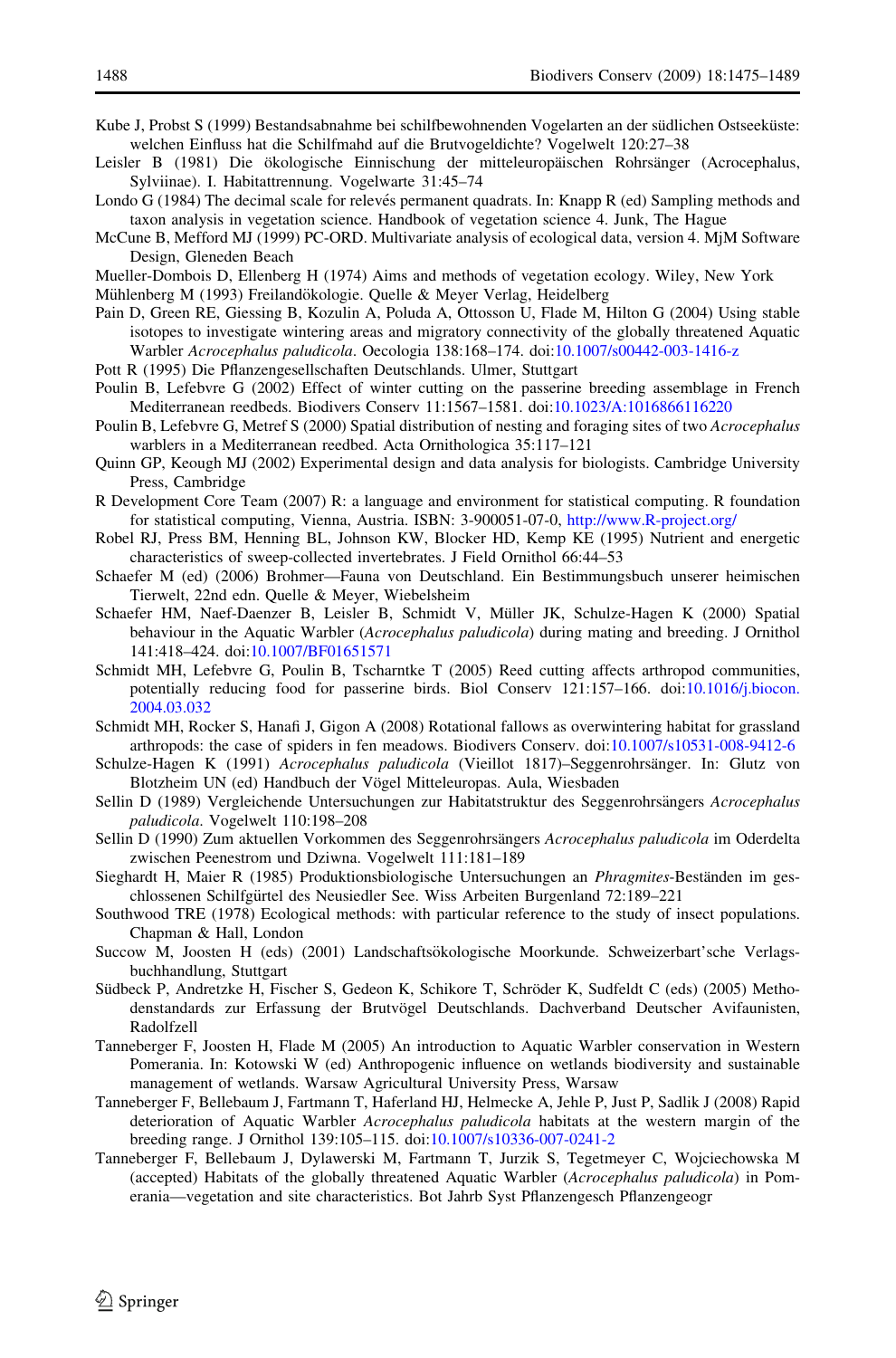Kube J, Probst S (1999) Bestandsabnahme bei schilfbewohnenden Vogelarten an der südlichen Ostseeküste: welchen Einfluss hat die Schilfmahd auf die Brutvogeldichte? Vogelwelt 120:27–38

Leisler B (1981) Die ökologische Einnischung der mitteleuropäischen Rohrsänger (Acrocephalus, Sylviinae). I. Habitattrennung. Vogelwarte 31:45–74

Londo G (1984) The decimal scale for relevés permanent quadrats. In: Knapp R (ed) Sampling methods and taxon analysis in vegetation science. Handbook of vegetation science 4. Junk, The Hague

McCune B, Mefford MJ (1999) PC-ORD. Multivariate analysis of ecological data, version 4. MjM Software Design, Gleneden Beach

Mueller-Dombois D, Ellenberg H (1974) Aims and methods of vegetation ecology. Wiley, New York

Mühlenberg M (1993) Freilandökologie. Quelle & Meyer Verlag, Heidelberg

Pain D, Green RE, Giessing B, Kozulin A, Poluda A, Ottosson U, Flade M, Hilton G (2004) Using stable isotopes to investigate wintering areas and migratory connectivity of the globally threatened Aquatic Warbler *Acrocephalus paludicola*. Oecologia 138:168–174. doi:10.1007/s00442-003-1416-z

Pott R (1995) Die Pflanzengesellschaften Deutschlands. Ulmer, Stuttgart

Poulin B, Lefebvre G (2002) Effect of winter cutting on the passerine breeding assemblage in French Mediterranean reedbeds. Biodivers Conserv 11:1567–1581. doi:10.1023/A:1016866116220

Poulin B, Lefebvre G, Metref S (2000) Spatial distribution of nesting and foraging sites of two *Acrocephalus* warblers in a Mediterranean reedbed. Acta Ornithologica 35:117–121

Quinn GP, Keough MJ (2002) Experimental design and data analysis for biologists. Cambridge University Press, Cambridge

R Development Core Team (2007) R: a language and environment for statistical computing. R foundation for statistical computing, Vienna, Austria. ISBN: 3-900051-07-0, http://www.R-project.org/

Robel RJ, Press BM, Henning BL, Johnson KW, Blocker HD, Kemp KE (1995) Nutrient and energetic characteristics of sweep-collected invertebrates. J Field Ornithol 66:44–53

Schaefer M (ed) (2006) Brohmer—Fauna von Deutschland. Ein Bestimmungsbuch unserer heimischen Tierwelt, 22nd edn. Quelle & Meyer, Wiebelsheim

Schaefer HM, Naef-Daenzer B, Leisler B, Schmidt V, Müller JK, Schulze-Hagen K (2000) Spatial behaviour in the Aquatic Warbler (*Acrocephalus paludicola*) during mating and breeding. J Ornithol 141:418–424. doi:10.1007/BF01651571

Schmidt MH, Lefebvre G, Poulin B, Tscharntke T (2005) Reed cutting affects arthropod communities, potentially reducing food for passerine birds. Biol Conserv 121:157–166. doi:10.1016/j.biocon.2004.03.032

Schmidt MH, Rocker S, Hanafi J, Gigon A (2008) Rotational fallows as overwintering habitat for grassland arthropods: the case of spiders in fen meadows. Biodivers Conserv. doi:10.1007/s10531-008-9412-6

Schulze-Hagen K (1991) *Acrocephalus paludicola* (Vieillot 1817)–Seggenrohrsänger. In: Glutz von Blotzheim UN (ed) Handbuch der Vögel Mitteleuropas. Aula, Wiesbaden

Sellin D (1989) Vergleichende Untersuchungen zur Habitatstruktur des Seggenrohrsängers *Acrocephalus paludicola*. Vogelwelt 110:198–208

Sellin D (1990) Zum aktuellen Vorkommen des Seggenrohrsängers *Acrocephalus paludicola* im Oderdelta zwischen Peenestrom und Dziwna. Vogelwelt 111:181–189

Sieghardt H, Maier R (1985) Produktionsbiologische Untersuchungen an *Phragmites*-Beständen im geschlossenen Schilfgürtel des Neusiedler See. Wiss Arbeiten Burgenland 72:189–221

Southwood TRE (1978) Ecological methods: with particular reference to the study of insect populations. Chapman & Hall, London

Succow M, Joosten H (eds) (2001) Landschaftsökologische Moorkunde. Schweizerbart'sche Verlagsbuchhandlung, Stuttgart

Südbeck P, Andretzke H, Fischer S, Gedeon K, Schikore T, Schröder K, Sudfeldt C (eds) (2005) Methodenstandards zur Erfassung der Brutvögel Deutschlands. Dachverband Deutscher Avifaunisten, Radolfzell

Tanneberger F, Joosten H, Flade M (2005) An introduction to Aquatic Warbler conservation in Western Pomerania. In: Kotowski W (ed) Anthropogenic influence on wetlands biodiversity and sustainable management of wetlands. Warsaw Agricultural University Press, Warsaw

Tanneberger F, Bellebaum J, Fartmann T, Haferland HJ, Helmecke A, Jehle P, Just P, Sadlik J (2008) Rapid deterioration of Aquatic Warbler *Acrocephalus paludicola* habitats at the western margin of the breeding range. J Ornithol 139:105–115. doi:10.1007/s10336-007-0241-2

Tanneberger F, Bellebaum J, Dylawerski M, Fartmann T, Jurzik S, Tegetmeyer C, Wojciechowska M (accepted) Habitats of the globally threatened Aquatic Warbler (*Acrocephalus paludicola*) in Pomerania—vegetation and site characteristics. Bot Jahrb Syst Pflanzengesch Pflanzengeogr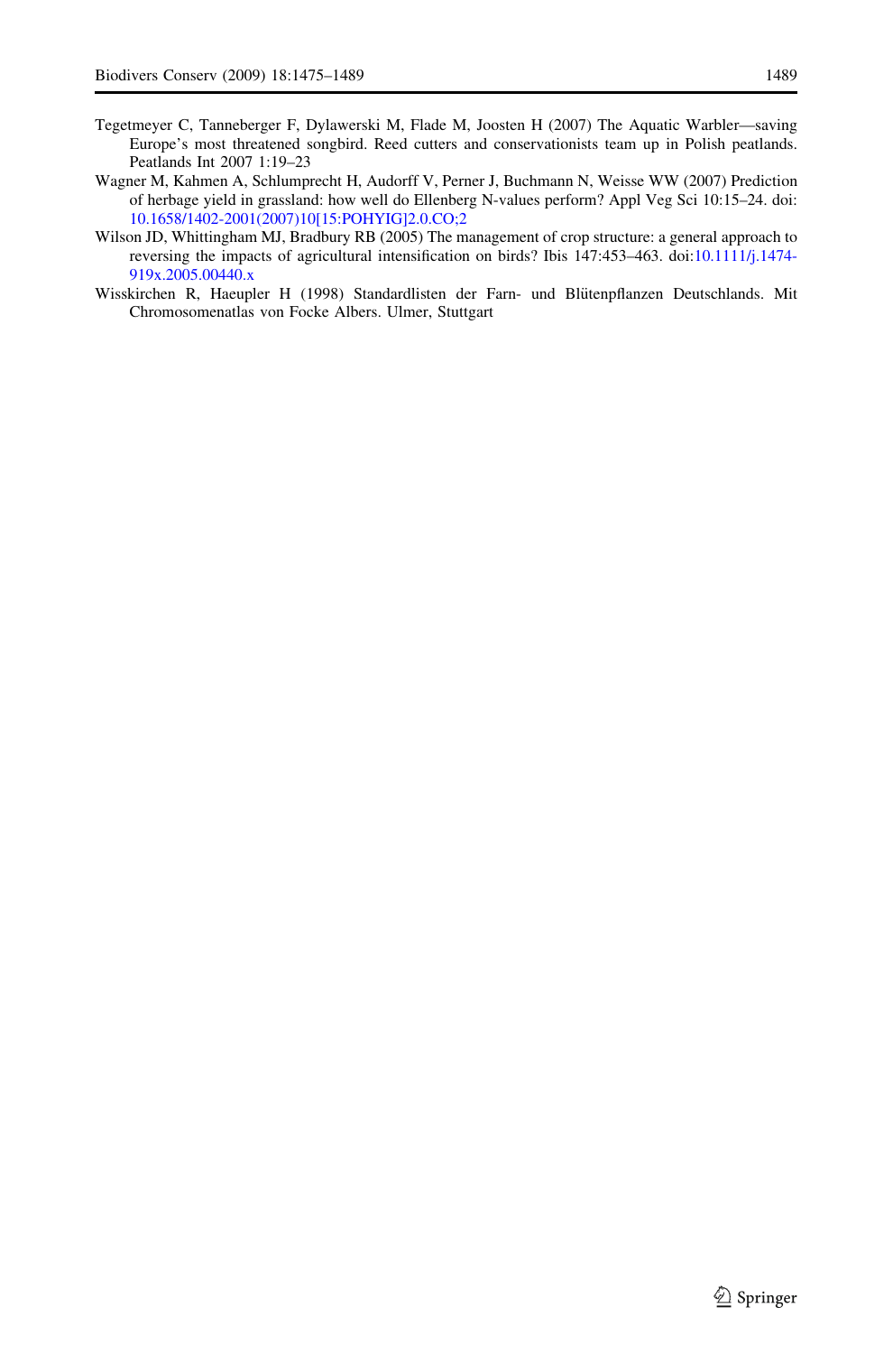Tegetmeyer C, Tanneberger F, Dylawerski M, Flade M, Joosten H (2007) The Aquatic Warbler—saving Europe's most threatened songbird. Reed cutters and conservationists team up in Polish peatlands. Peatlands Int 2007 1:19–23

Wagner M, Kahmen A, Schlumprecht H, Audorff V, Perner J, Buchmann N, Weisse WW (2007) Prediction of herbage yield in grassland: how well do Ellenberg N-values perform? Appl Veg Sci 10:15–24. doi:10.1658/1402-2001(2007)10[15:POHYIG]2.0.CO;2

Wilson JD, Whittingham MJ, Bradbury RB (2005) The management of crop structure: a general approach to reversing the impacts of agricultural intensification on birds? Ibis 147:453–463. doi:10.1111/j.1474-919x.2005.00440.x

Wisskirchen R, Haeupler H (1998) Standardlisten der Farn- und Blütenpflanzen Deutschlands. Mit Chromosomenatlas von Focke Albers. Ulmer, Stuttgart